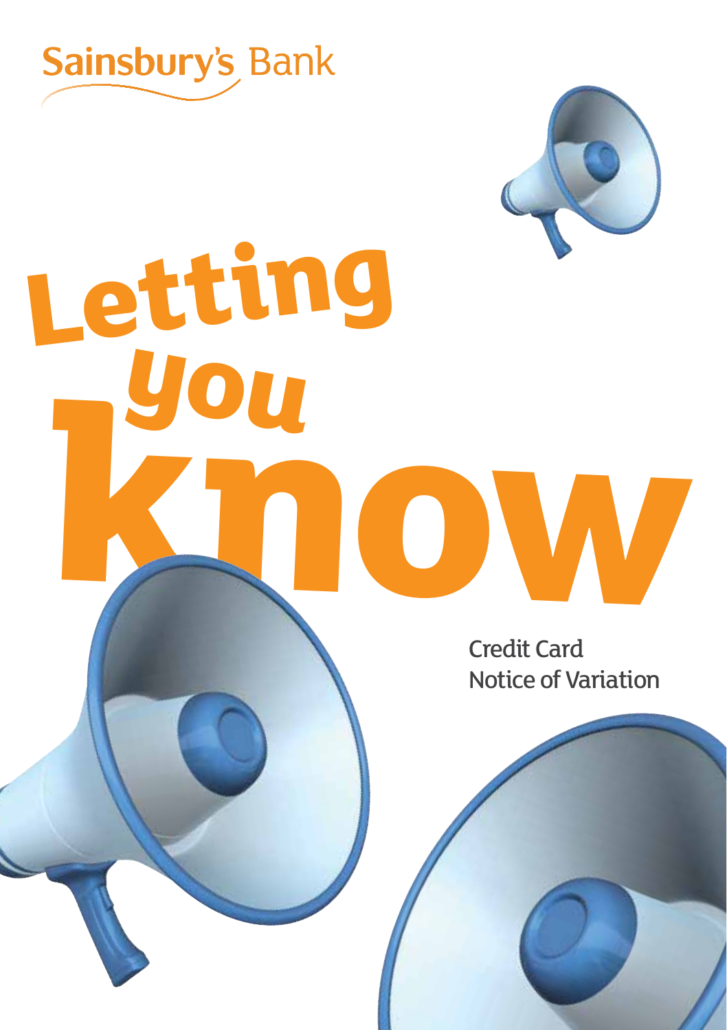Sainsbury's Bank

# Letting you know

Credit Card
Notice of Variation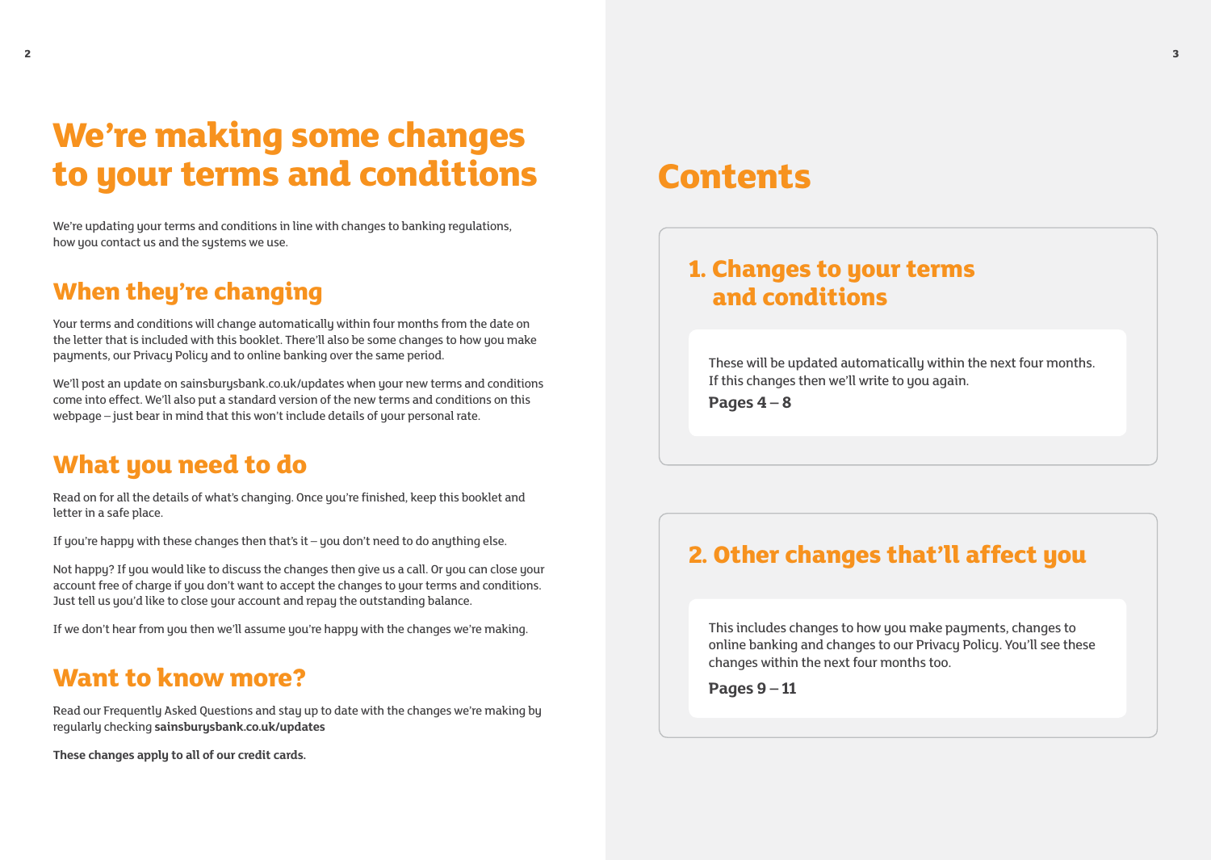# We're making some changes to your terms and conditions

We're updating your terms and conditions in line with changes to banking regulations, how you contact us and the systems we use.

## When they're changing

Your terms and conditions will change automatically within four months from the date on the letter that is included with this booklet. There'll also be some changes to how you make payments, our Privacy Policy and to online banking over the same period.

We'll post an update on sainsburysbank.co.uk/updates when your new terms and conditions come into effect. We'll also put a standard version of the new terms and conditions on this webpage – just bear in mind that this won't include details of your personal rate.

## What you need to do

Read on for all the details of what's changing. Once you're finished, keep this booklet and letter in a safe place.

If you're happy with these changes then that's it – you don't need to do anything else.

Not happy? If you would like to discuss the changes then give us a call. Or you can close your account free of charge if you don't want to accept the changes to your terms and conditions. Just tell us you'd like to close your account and repay the outstanding balance.

If we don't hear from you then we'll assume you're happy with the changes we're making.

## Want to know more?

Read our Frequently Asked Questions and stay up to date with the changes we're making by regularly checking **sainsburysbank.co.uk/updates**

**These changes apply to all of our credit cards.**

# Contents

## 1. Changes to your terms and conditions

These will be updated automatically within the next four months. If this changes then we'll write to you again.

**Pages 4 – 8**

## 2. Other changes that'll affect you

This includes changes to how you make payments, changes to online banking and changes to our Privacy Policy. You'll see these changes within the next four months too.

**Pages 9 – 11**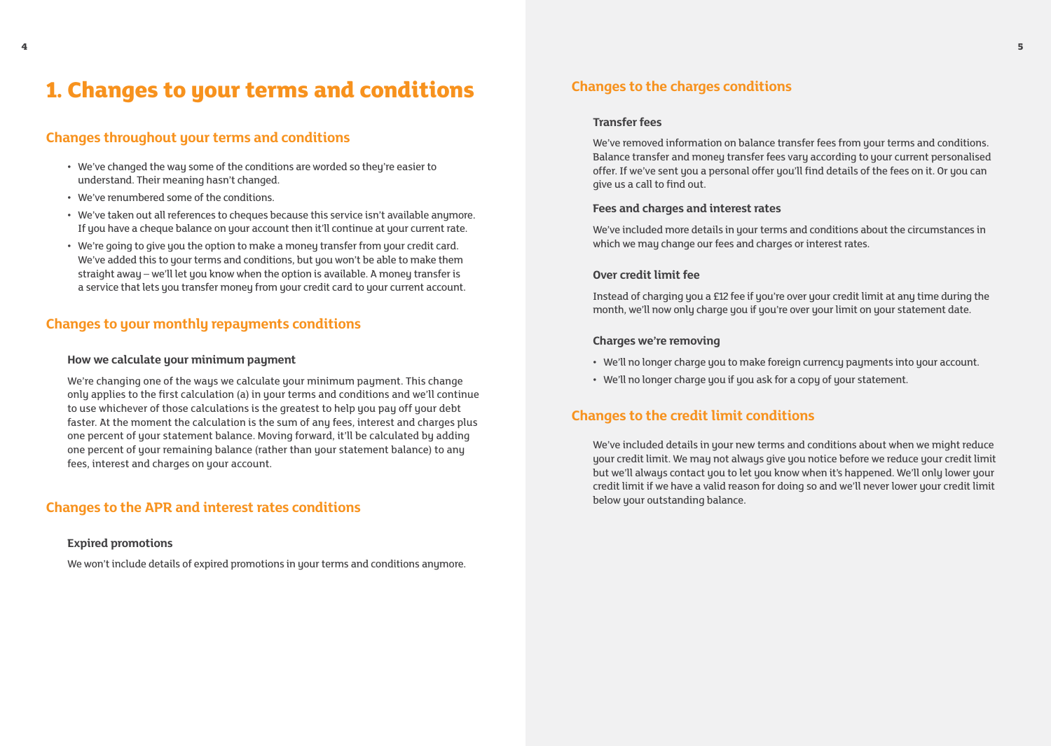# 1. Changes to your terms and conditions

## Changes throughout your terms and conditions

- We've changed the way some of the conditions are worded so they're easier to understand. Their meaning hasn't changed.
- We've renumbered some of the conditions.
- We've taken out all references to cheques because this service isn't available anymore. If you have a cheque balance on your account then it'll continue at your current rate.
- We're going to give you the option to make a money transfer from your credit card. We've added this to your terms and conditions, but you won't be able to make them straight away – we'll let you know when the option is available. A money transfer is a service that lets you transfer money from your credit card to your current account.

## Changes to your monthly repayments conditions

### How we calculate your minimum payment

We're changing one of the ways we calculate your minimum payment. This change only applies to the first calculation (a) in your terms and conditions and we'll continue to use whichever of those calculations is the greatest to help you pay off your debt faster. At the moment the calculation is the sum of any fees, interest and charges plus one percent of your statement balance. Moving forward, it'll be calculated by adding one percent of your remaining balance (rather than your statement balance) to any fees, interest and charges on your account.

## Changes to the APR and interest rates conditions

### Expired promotions

We won't include details of expired promotions in your terms and conditions anymore.

## Changes to the charges conditions

### Transfer fees

We've removed information on balance transfer fees from your terms and conditions. Balance transfer and money transfer fees vary according to your current personalised offer. If we've sent you a personal offer you'll find details of the fees on it. Or you can give us a call to find out.

### Fees and charges and interest rates

We've included more details in your terms and conditions about the circumstances in which we may change our fees and charges or interest rates.

### Over credit limit fee

Instead of charging you a £12 fee if you're over your credit limit at any time during the month, we'll now only charge you if you're over your limit on your statement date.

### Charges we're removing

- We'll no longer charge you to make foreign currency payments into your account.
- We'll no longer charge you if you ask for a copy of your statement.

## Changes to the credit limit conditions

We've included details in your new terms and conditions about when we might reduce your credit limit. We may not always give you notice before we reduce your credit limit but we'll always contact you to let you know when it's happened. We'll only lower your credit limit if we have a valid reason for doing so and we'll never lower your credit limit below your outstanding balance.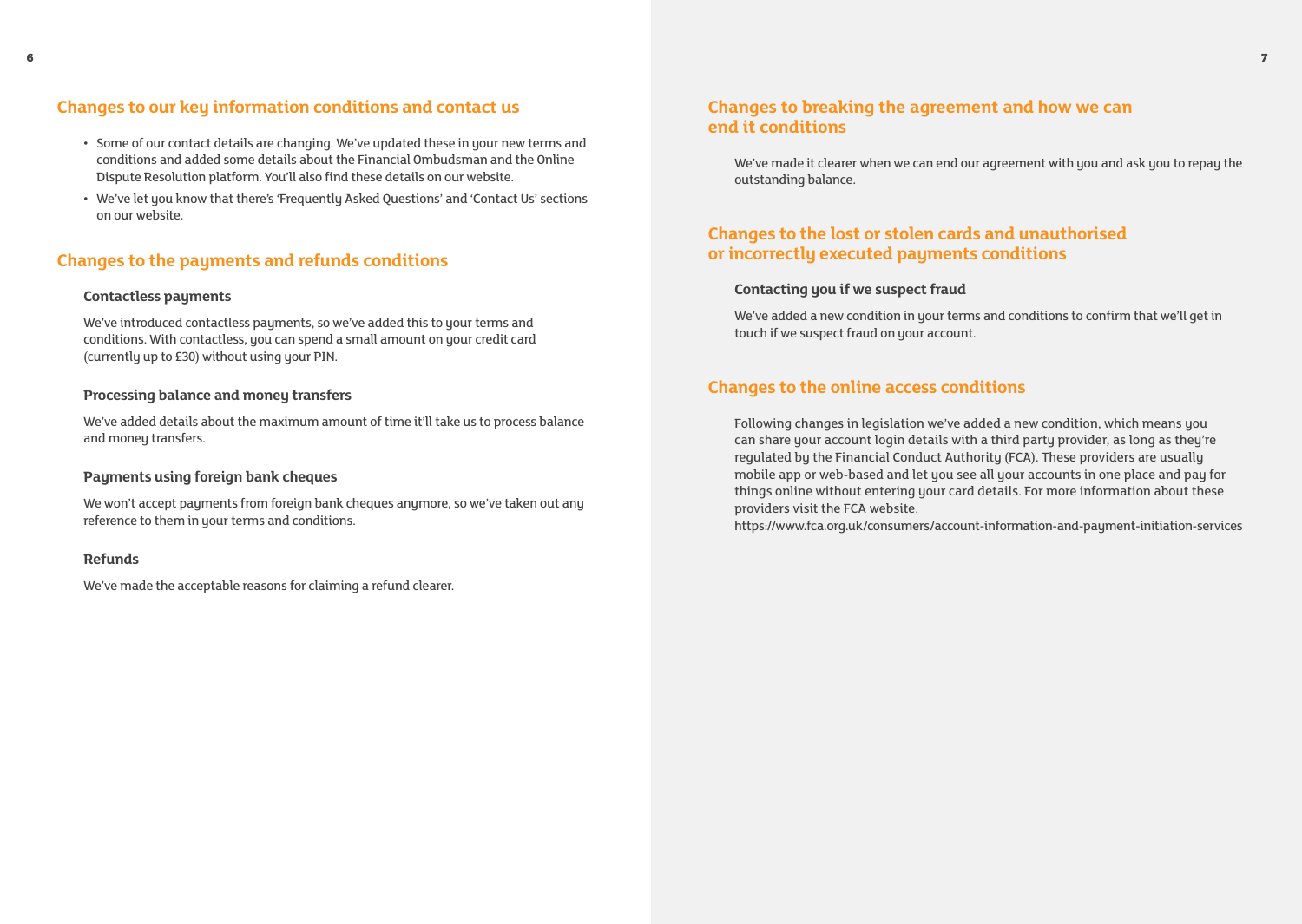## Changes to our key information conditions and contact us

- Some of our contact details are changing. We've updated these in your new terms and conditions and added some details about the Financial Ombudsman and the Online Dispute Resolution platform. You'll also find these details on our website.
- We've let you know that there's 'Frequently Asked Questions' and 'Contact Us' sections on our website.

## Changes to the payments and refunds conditions

### Contactless payments

We've introduced contactless payments, so we've added this to your terms and conditions. With contactless, you can spend a small amount on your credit card (currently up to £30) without using your PIN.

### Processing balance and money transfers

We've added details about the maximum amount of time it'll take us to process balance and money transfers.

### Payments using foreign bank cheques

We won't accept payments from foreign bank cheques anymore, so we've taken out any reference to them in your terms and conditions.

### Refunds

We've made the acceptable reasons for claiming a refund clearer.

## Changes to breaking the agreement and how we can end it conditions

We've made it clearer when we can end our agreement with you and ask you to repay the outstanding balance.

## Changes to the lost or stolen cards and unauthorised or incorrectly executed payments conditions

### Contacting you if we suspect fraud

We've added a new condition in your terms and conditions to confirm that we'll get in touch if we suspect fraud on your account.

## Changes to the online access conditions

Following changes in legislation we've added a new condition, which means you can share your account login details with a third party provider, as long as they're regulated by the Financial Conduct Authority (FCA). These providers are usually mobile app or web-based and let you see all your accounts in one place and pay for things online without entering your card details. For more information about these providers visit the FCA website.
https://www.fca.org.uk/consumers/account-information-and-payment-initiation-services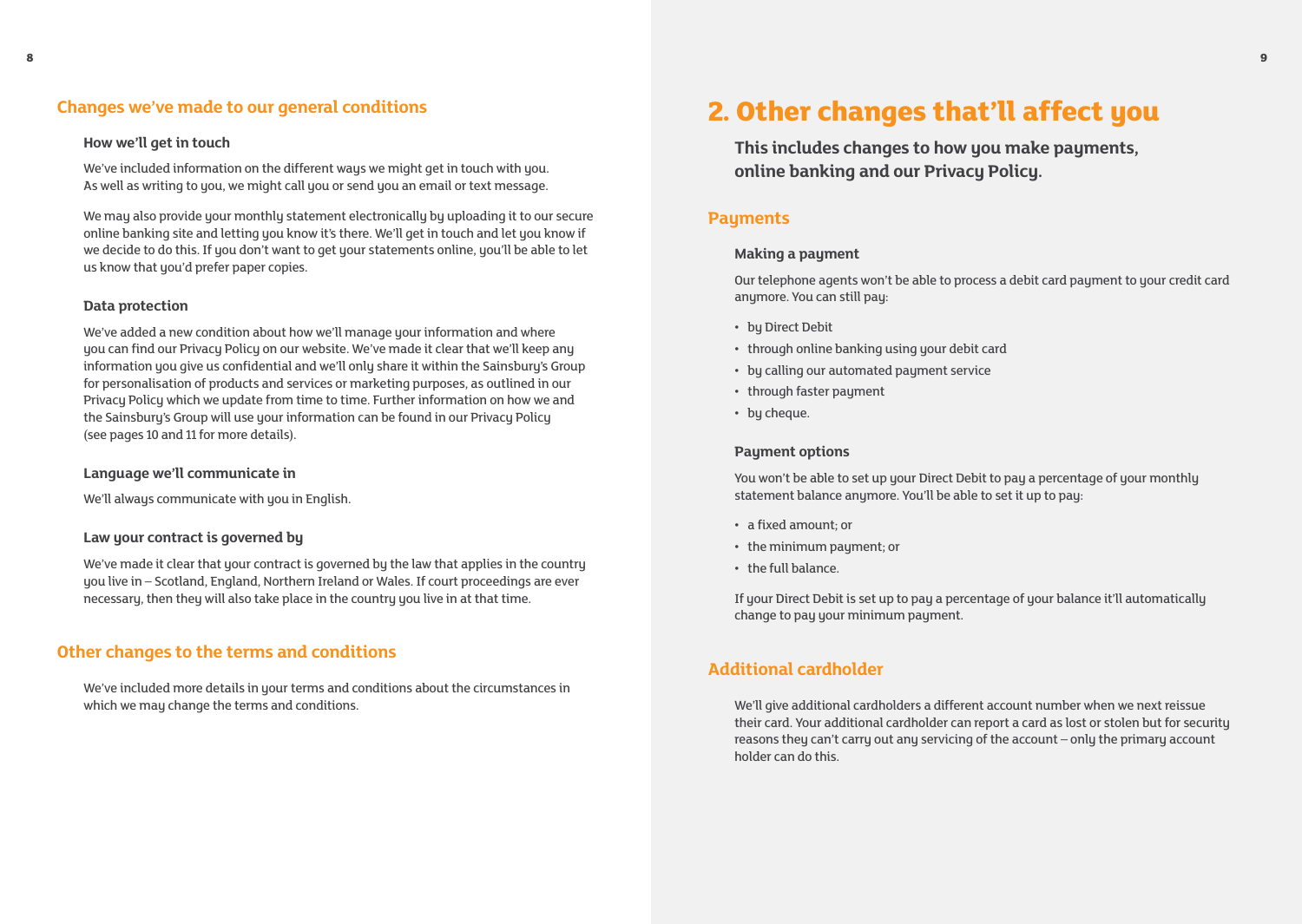## Changes we've made to our general conditions

### How we'll get in touch

We've included information on the different ways we might get in touch with you. As well as writing to you, we might call you or send you an email or text message.

We may also provide your monthly statement electronically by uploading it to our secure online banking site and letting you know it's there. We'll get in touch and let you know if we decide to do this. If you don't want to get your statements online, you'll be able to let us know that you'd prefer paper copies.

### Data protection

We've added a new condition about how we'll manage your information and where you can find our Privacy Policy on our website. We've made it clear that we'll keep any information you give us confidential and we'll only share it within the Sainsbury's Group for personalisation of products and services or marketing purposes, as outlined in our Privacy Policy which we update from time to time. Further information on how we and the Sainsbury's Group will use your information can be found in our Privacy Policy (see pages 10 and 11 for more details).

### Language we'll communicate in

We'll always communicate with you in English.

### Law your contract is governed by

We've made it clear that your contract is governed by the law that applies in the country you live in – Scotland, England, Northern Ireland or Wales. If court proceedings are ever necessary, then they will also take place in the country you live in at that time.

## Other changes to the terms and conditions

We've included more details in your terms and conditions about the circumstances in which we may change the terms and conditions.

# 2. Other changes that'll affect you

**This includes changes to how you make payments, online banking and our Privacy Policy.**

## Payments

### Making a payment

Our telephone agents won't be able to process a debit card payment to your credit card anymore. You can still pay:

- by Direct Debit
- through online banking using your debit card
- by calling our automated payment service
- through faster payment
- by cheque.

### Payment options

You won't be able to set up your Direct Debit to pay a percentage of your monthly statement balance anymore. You'll be able to set it up to pay:

- a fixed amount; or
- the minimum payment; or
- the full balance.

If your Direct Debit is set up to pay a percentage of your balance it'll automatically change to pay your minimum payment.

## Additional cardholder

We'll give additional cardholders a different account number when we next reissue their card. Your additional cardholder can report a card as lost or stolen but for security reasons they can't carry out any servicing of the account – only the primary account holder can do this.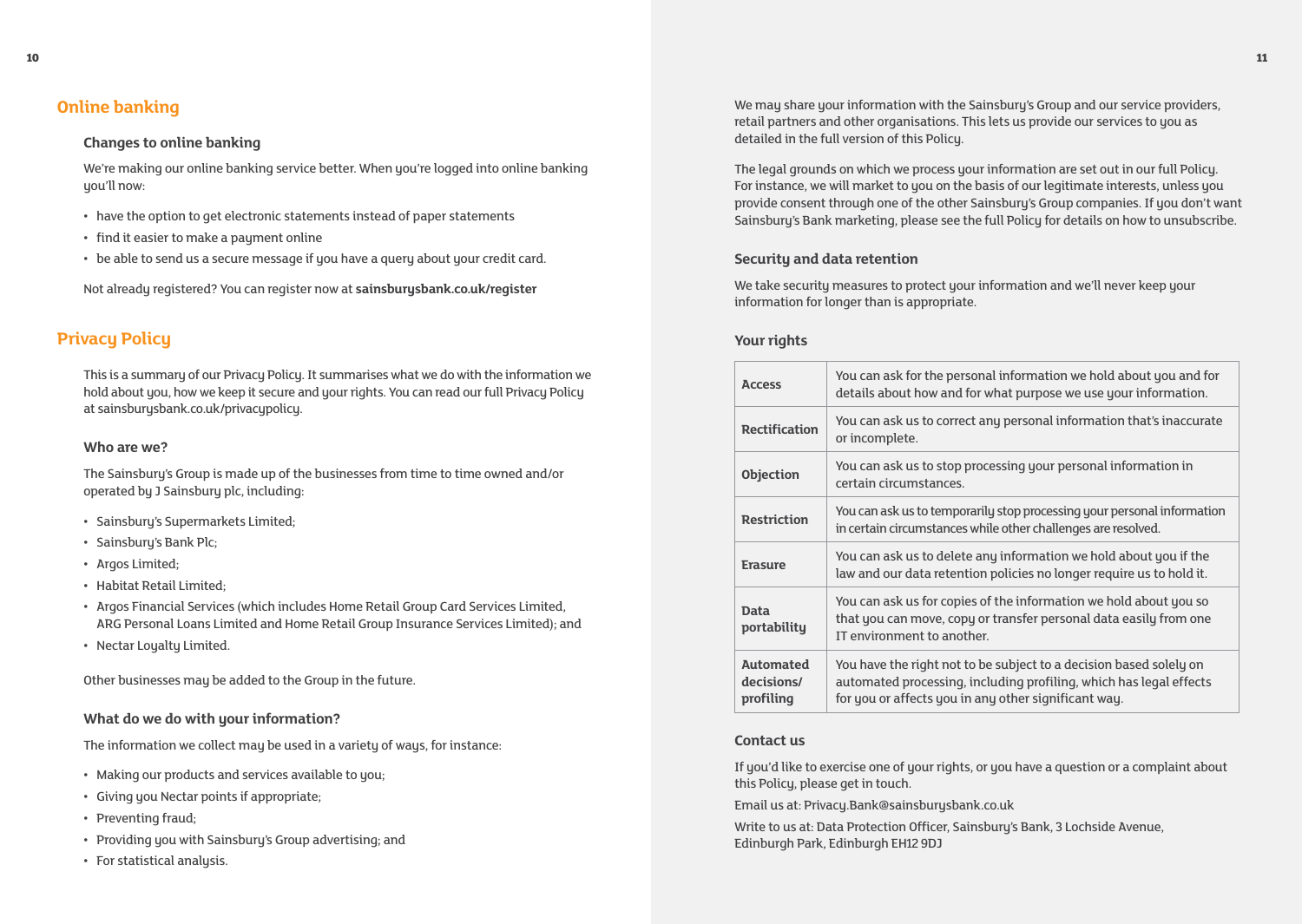## Online banking

### Changes to online banking

We're making our online banking service better. When you're logged into online banking you'll now:

- have the option to get electronic statements instead of paper statements
- find it easier to make a payment online
- be able to send us a secure message if you have a query about your credit card.

Not already registered? You can register now at **sainsburysbank.co.uk/register**

## Privacy Policy

This is a summary of our Privacy Policy. It summarises what we do with the information we hold about you, how we keep it secure and your rights. You can read our full Privacy Policy at sainsburysbank.co.uk/privacypolicy.

### Who are we?

The Sainsbury's Group is made up of the businesses from time to time owned and/or operated by J Sainsbury plc, including:

- Sainsbury's Supermarkets Limited;
- Sainsbury's Bank Plc;
- Argos Limited;
- Habitat Retail Limited;
- Argos Financial Services (which includes Home Retail Group Card Services Limited, ARG Personal Loans Limited and Home Retail Group Insurance Services Limited); and
- Nectar Loyalty Limited.

Other businesses may be added to the Group in the future.

### What do we do with your information?

The information we collect may be used in a variety of ways, for instance:

- Making our products and services available to you;
- Giving you Nectar points if appropriate;
- Preventing fraud;
- Providing you with Sainsbury's Group advertising; and
- For statistical analysis.

We may share your information with the Sainsbury's Group and our service providers, retail partners and other organisations. This lets us provide our services to you as detailed in the full version of this Policy.

The legal grounds on which we process your information are set out in our full Policy. For instance, we will market to you on the basis of our legitimate interests, unless you provide consent through one of the other Sainsbury's Group companies. If you don't want Sainsbury's Bank marketing, please see the full Policy for details on how to unsubscribe.

### Security and data retention

We take security measures to protect your information and we'll never keep your information for longer than is appropriate.

### Your rights

| | |
|---|---|
| **Access** | You can ask for the personal information we hold about you and for details about how and for what purpose we use your information. |
| **Rectification** | You can ask us to correct any personal information that's inaccurate or incomplete. |
| **Objection** | You can ask us to stop processing your personal information in certain circumstances. |
| **Restriction** | You can ask us to temporarily stop processing your personal information in certain circumstances while other challenges are resolved. |
| **Erasure** | You can ask us to delete any information we hold about you if the law and our data retention policies no longer require us to hold it. |
| **Data portability** | You can ask us for copies of the information we hold about you so that you can move, copy or transfer personal data easily from one IT environment to another. |
| **Automated decisions/ profiling** | You have the right not to be subject to a decision based solely on automated processing, including profiling, which has legal effects for you or affects you in any other significant way. |

### Contact us

If you'd like to exercise one of your rights, or you have a question or a complaint about this Policy, please get in touch.

Email us at: Privacy.Bank@sainsburysbank.co.uk

Write to us at: Data Protection Officer, Sainsbury's Bank, 3 Lochside Avenue, Edinburgh Park, Edinburgh EH12 9DJ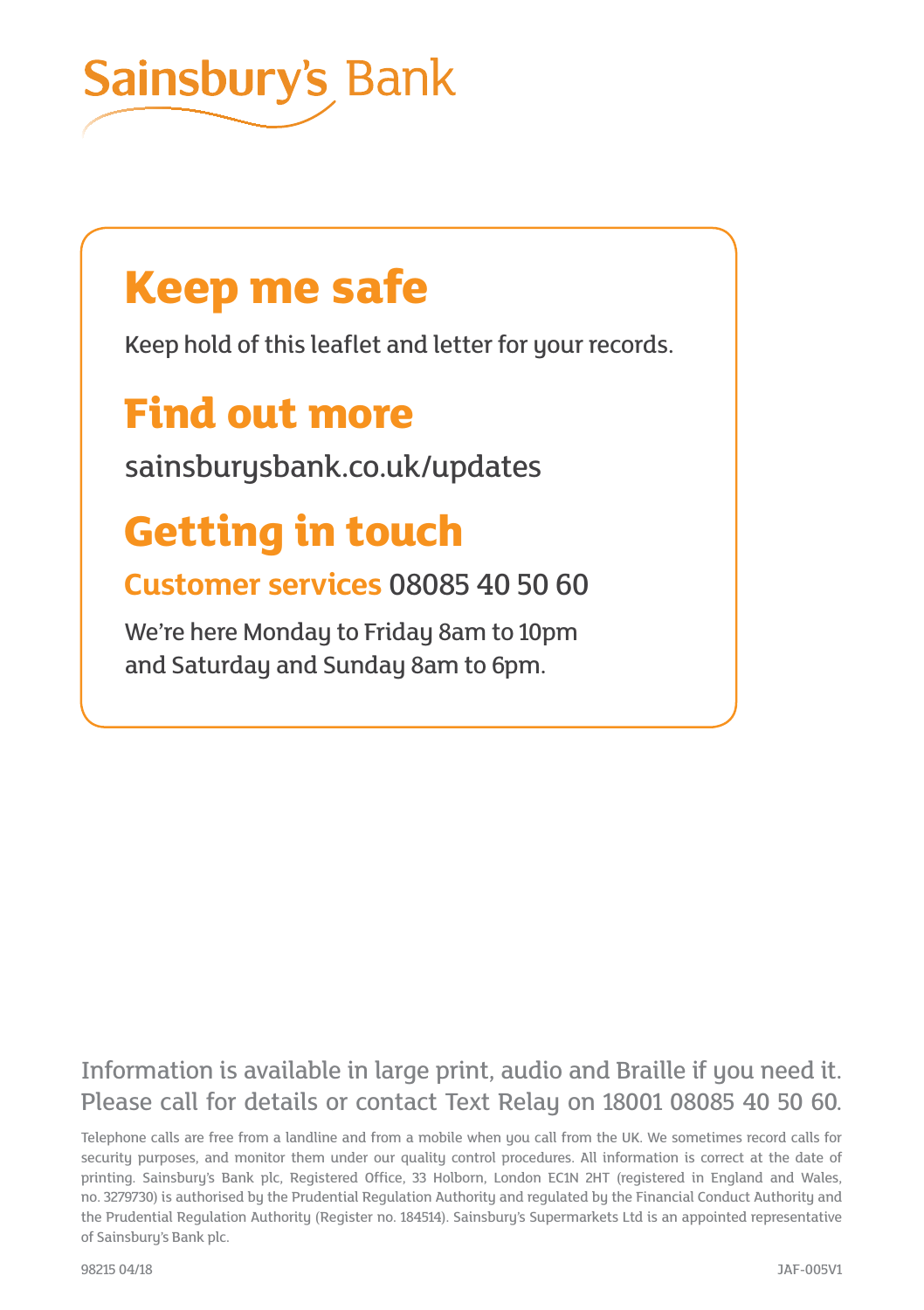Sainsbury's Bank

# Keep me safe

Keep hold of this leaflet and letter for your records.

# Find out more

sainsburysbank.co.uk/updates

# Getting in touch

**Customer services** 08085 40 50 60

We're here Monday to Friday 8am to 10pm and Saturday and Sunday 8am to 6pm.

Information is available in large print, audio and Braille if you need it. Please call for details or contact Text Relay on 18001 08085 40 50 60.

Telephone calls are free from a landline and from a mobile when you call from the UK. We sometimes record calls for security purposes, and monitor them under our quality control procedures. All information is correct at the date of printing. Sainsbury's Bank plc, Registered Office, 33 Holborn, London EC1N 2HT (registered in England and Wales, no. 3279730) is authorised by the Prudential Regulation Authority and regulated by the Financial Conduct Authority and the Prudential Regulation Authority (Register no. 184514). Sainsbury's Supermarkets Ltd is an appointed representative of Sainsbury's Bank plc.

98215 04/18

JAF-005V1